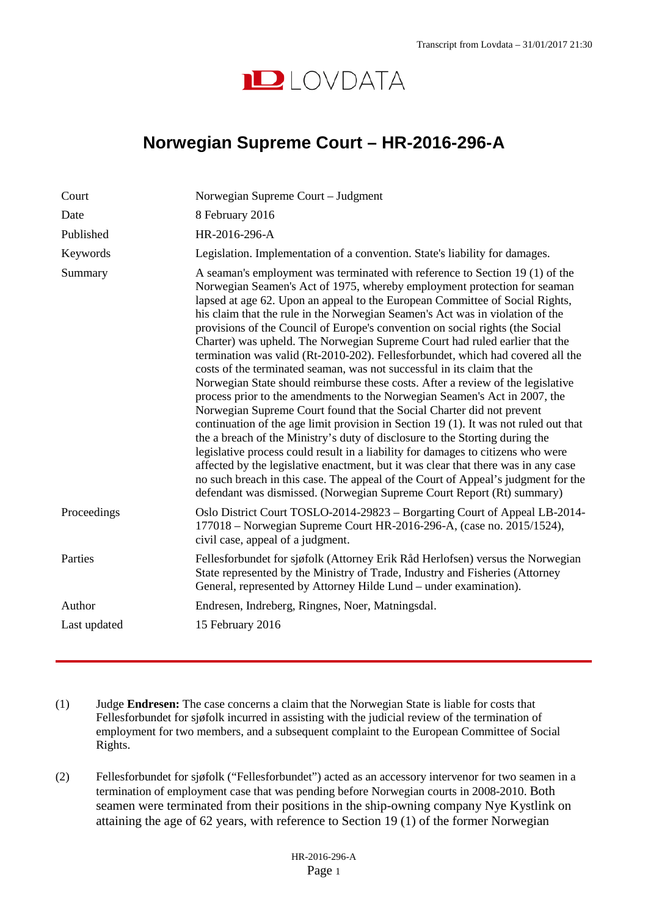# Norwegian Supreme Court – HR-2016-296-A

| | |
|---|---|
| Court | Norwegian Supreme Court – Judgment |
| Date | 8 February 2016 |
| Published | HR-2016-296-A |
| Keywords | Legislation. Implementation of a convention. State's liability for damages. |
| Summary | A seaman's employment was terminated with reference to Section 19 (1) of the Norwegian Seamen's Act of 1975, whereby employment protection for seaman lapsed at age 62. Upon an appeal to the European Committee of Social Rights, his claim that the rule in the Norwegian Seamen's Act was in violation of the provisions of the Council of Europe's convention on social rights (the Social Charter) was upheld. The Norwegian Supreme Court had ruled earlier that the termination was valid (Rt-2010-202). Fellesforbundet, which had covered all the costs of the terminated seaman, was not successful in its claim that the Norwegian State should reimburse these costs. After a review of the legislative process prior to the amendments to the Norwegian Seamen's Act in 2007, the Norwegian Supreme Court found that the Social Charter did not prevent continuation of the age limit provision in Section 19 (1). It was not ruled out that the a breach of the Ministry's duty of disclosure to the Storting during the legislative process could result in a liability for damages to citizens who were affected by the legislative enactment, but it was clear that there was in any case no such breach in this case. The appeal of the Court of Appeal's judgment for the defendant was dismissed. (Norwegian Supreme Court Report (Rt) summary) |
| Proceedings | Oslo District Court TOSLO-2014-29823 – Borgarting Court of Appeal LB-2014-177018 – Norwegian Supreme Court HR-2016-296-A, (case no. 2015/1524), civil case, appeal of a judgment. |
| Parties | Fellesforbundet for sjøfolk (Attorney Erik Råd Herlofsen) versus the Norwegian State represented by the Ministry of Trade, Industry and Fisheries (Attorney General, represented by Attorney Hilde Lund – under examination). |
| Author | Endresen, Indreberg, Ringnes, Noer, Matningsdal. |
| Last updated | 15 February 2016 |

(1) Judge **Endresen:** The case concerns a claim that the Norwegian State is liable for costs that Fellesforbundet for sjøfolk incurred in assisting with the judicial review of the termination of employment for two members, and a subsequent complaint to the European Committee of Social Rights.

(2) Fellesforbundet for sjøfolk ("Fellesforbundet") acted as an accessory intervenor for two seamen in a termination of employment case that was pending before Norwegian courts in 2008-2010. Both seamen were terminated from their positions in the ship-owning company Nye Kystlink on attaining the age of 62 years, with reference to Section 19 (1) of the former Norwegian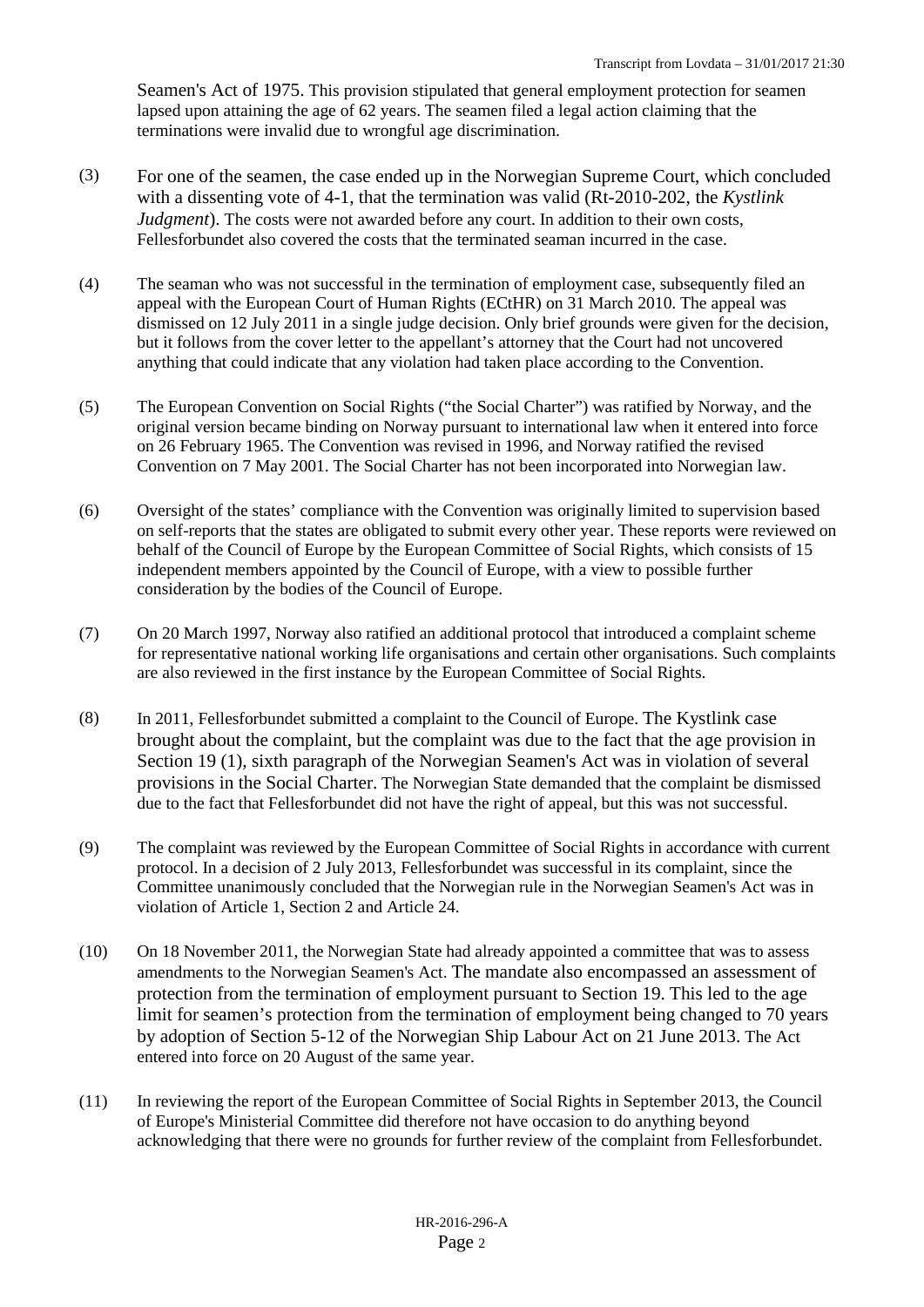Seamen's Act of 1975. This provision stipulated that general employment protection for seamen lapsed upon attaining the age of 62 years. The seamen filed a legal action claiming that the terminations were invalid due to wrongful age discrimination.

(3) For one of the seamen, the case ended up in the Norwegian Supreme Court, which concluded with a dissenting vote of 4-1, that the termination was valid (Rt-2010-202, the *Kystlink Judgment*). The costs were not awarded before any court. In addition to their own costs, Fellesforbundet also covered the costs that the terminated seaman incurred in the case.

(4) The seaman who was not successful in the termination of employment case, subsequently filed an appeal with the European Court of Human Rights (ECtHR) on 31 March 2010. The appeal was dismissed on 12 July 2011 in a single judge decision. Only brief grounds were given for the decision, but it follows from the cover letter to the appellant's attorney that the Court had not uncovered anything that could indicate that any violation had taken place according to the Convention.

(5) The European Convention on Social Rights ("the Social Charter") was ratified by Norway, and the original version became binding on Norway pursuant to international law when it entered into force on 26 February 1965. The Convention was revised in 1996, and Norway ratified the revised Convention on 7 May 2001. The Social Charter has not been incorporated into Norwegian law.

(6) Oversight of the states' compliance with the Convention was originally limited to supervision based on self-reports that the states are obligated to submit every other year. These reports were reviewed on behalf of the Council of Europe by the European Committee of Social Rights, which consists of 15 independent members appointed by the Council of Europe, with a view to possible further consideration by the bodies of the Council of Europe.

(7) On 20 March 1997, Norway also ratified an additional protocol that introduced a complaint scheme for representative national working life organisations and certain other organisations. Such complaints are also reviewed in the first instance by the European Committee of Social Rights.

(8) In 2011, Fellesforbundet submitted a complaint to the Council of Europe. The Kystlink case brought about the complaint, but the complaint was due to the fact that the age provision in Section 19 (1), sixth paragraph of the Norwegian Seamen's Act was in violation of several provisions in the Social Charter. The Norwegian State demanded that the complaint be dismissed due to the fact that Fellesforbundet did not have the right of appeal, but this was not successful.

(9) The complaint was reviewed by the European Committee of Social Rights in accordance with current protocol. In a decision of 2 July 2013, Fellesforbundet was successful in its complaint, since the Committee unanimously concluded that the Norwegian rule in the Norwegian Seamen's Act was in violation of Article 1, Section 2 and Article 24.

(10) On 18 November 2011, the Norwegian State had already appointed a committee that was to assess amendments to the Norwegian Seamen's Act. The mandate also encompassed an assessment of protection from the termination of employment pursuant to Section 19. This led to the age limit for seamen's protection from the termination of employment being changed to 70 years by adoption of Section 5-12 of the Norwegian Ship Labour Act on 21 June 2013. The Act entered into force on 20 August of the same year.

(11) In reviewing the report of the European Committee of Social Rights in September 2013, the Council of Europe's Ministerial Committee did therefore not have occasion to do anything beyond acknowledging that there were no grounds for further review of the complaint from Fellesforbundet.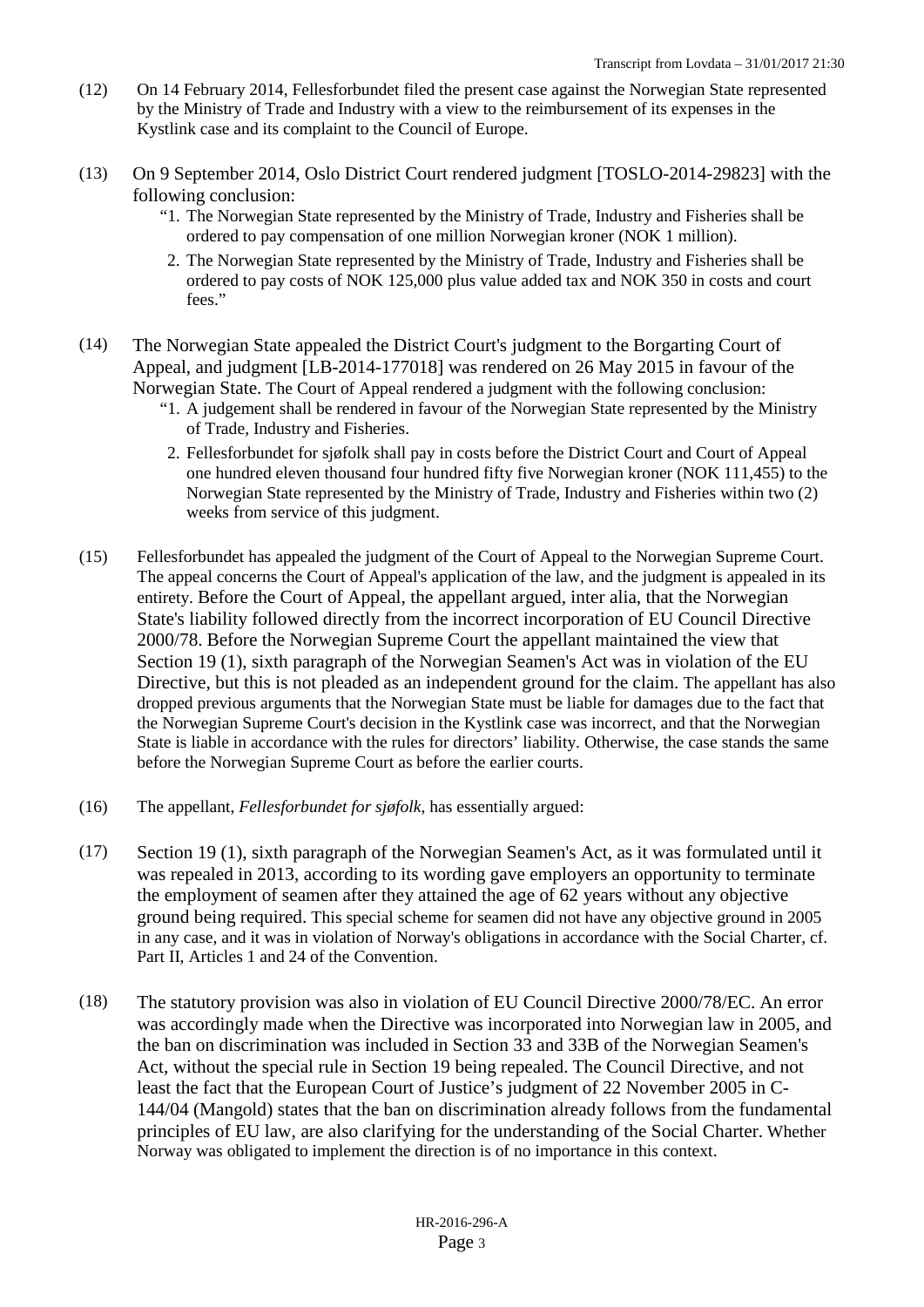(12) On 14 February 2014, Fellesforbundet filed the present case against the Norwegian State represented by the Ministry of Trade and Industry with a view to the reimbursement of its expenses in the Kystlink case and its complaint to the Council of Europe.

(13) On 9 September 2014, Oslo District Court rendered judgment [TOSLO-2014-29823] with the following conclusion:

> "1. The Norwegian State represented by the Ministry of Trade, Industry and Fisheries shall be ordered to pay compensation of one million Norwegian kroner (NOK 1 million).
>
> 2. The Norwegian State represented by the Ministry of Trade, Industry and Fisheries shall be ordered to pay costs of NOK 125,000 plus value added tax and NOK 350 in costs and court fees."

(14) The Norwegian State appealed the District Court's judgment to the Borgarting Court of Appeal, and judgment [LB-2014-177018] was rendered on 26 May 2015 in favour of the Norwegian State. The Court of Appeal rendered a judgment with the following conclusion:

> "1. A judgement shall be rendered in favour of the Norwegian State represented by the Ministry of Trade, Industry and Fisheries.
>
> 2. Fellesforbundet for sjøfolk shall pay in costs before the District Court and Court of Appeal one hundred eleven thousand four hundred fifty five Norwegian kroner (NOK 111,455) to the Norwegian State represented by the Ministry of Trade, Industry and Fisheries within two (2) weeks from service of this judgment.

(15) Fellesforbundet has appealed the judgment of the Court of Appeal to the Norwegian Supreme Court. The appeal concerns the Court of Appeal's application of the law, and the judgment is appealed in its entirety. Before the Court of Appeal, the appellant argued, inter alia, that the Norwegian State's liability followed directly from the incorrect incorporation of EU Council Directive 2000/78. Before the Norwegian Supreme Court the appellant maintained the view that Section 19 (1), sixth paragraph of the Norwegian Seamen's Act was in violation of the EU Directive, but this is not pleaded as an independent ground for the claim. The appellant has also dropped previous arguments that the Norwegian State must be liable for damages due to the fact that the Norwegian Supreme Court's decision in the Kystlink case was incorrect, and that the Norwegian State is liable in accordance with the rules for directors' liability. Otherwise, the case stands the same before the Norwegian Supreme Court as before the earlier courts.

(16) The appellant, *Fellesforbundet for sjøfolk*, has essentially argued:

(17) Section 19 (1), sixth paragraph of the Norwegian Seamen's Act, as it was formulated until it was repealed in 2013, according to its wording gave employers an opportunity to terminate the employment of seamen after they attained the age of 62 years without any objective ground being required. This special scheme for seamen did not have any objective ground in 2005 in any case, and it was in violation of Norway's obligations in accordance with the Social Charter, cf. Part II, Articles 1 and 24 of the Convention.

(18) The statutory provision was also in violation of EU Council Directive 2000/78/EC. An error was accordingly made when the Directive was incorporated into Norwegian law in 2005, and the ban on discrimination was included in Section 33 and 33B of the Norwegian Seamen's Act, without the special rule in Section 19 being repealed. The Council Directive, and not least the fact that the European Court of Justice's judgment of 22 November 2005 in C-144/04 (Mangold) states that the ban on discrimination already follows from the fundamental principles of EU law, are also clarifying for the understanding of the Social Charter. Whether Norway was obligated to implement the direction is of no importance in this context.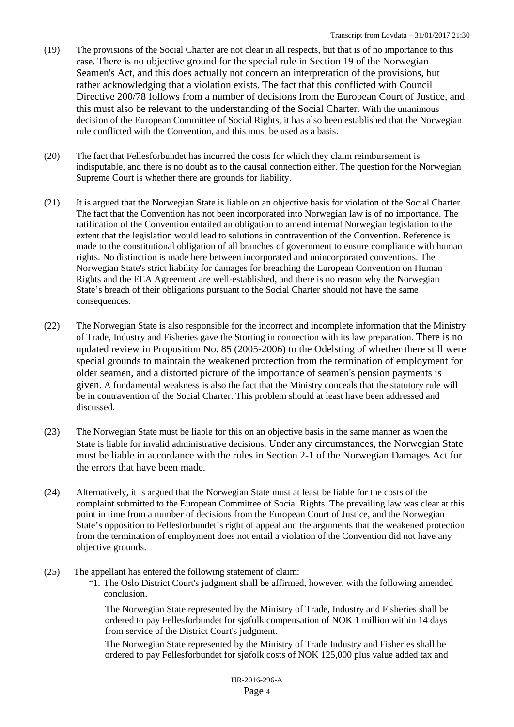(19) The provisions of the Social Charter are not clear in all respects, but that is of no importance to this case. There is no objective ground for the special rule in Section 19 of the Norwegian Seamen's Act, and this does actually not concern an interpretation of the provisions, but rather acknowledging that a violation exists. The fact that this conflicted with Council Directive 200/78 follows from a number of decisions from the European Court of Justice, and this must also be relevant to the understanding of the Social Charter. With the unanimous decision of the European Committee of Social Rights, it has also been established that the Norwegian rule conflicted with the Convention, and this must be used as a basis.

(20) The fact that Fellesforbundet has incurred the costs for which they claim reimbursement is indisputable, and there is no doubt as to the causal connection either. The question for the Norwegian Supreme Court is whether there are grounds for liability.

(21) It is argued that the Norwegian State is liable on an objective basis for violation of the Social Charter. The fact that the Convention has not been incorporated into Norwegian law is of no importance. The ratification of the Convention entailed an obligation to amend internal Norwegian legislation to the extent that the legislation would lead to solutions in contravention of the Convention. Reference is made to the constitutional obligation of all branches of government to ensure compliance with human rights. No distinction is made here between incorporated and unincorporated conventions. The Norwegian State's strict liability for damages for breaching the European Convention on Human Rights and the EEA Agreement are well-established, and there is no reason why the Norwegian State's breach of their obligations pursuant to the Social Charter should not have the same consequences.

(22) The Norwegian State is also responsible for the incorrect and incomplete information that the Ministry of Trade, Industry and Fisheries gave the Storting in connection with its law preparation. There is no updated review in Proposition No. 85 (2005-2006) to the Odelsting of whether there still were special grounds to maintain the weakened protection from the termination of employment for older seamen, and a distorted picture of the importance of seamen's pension payments is given. A fundamental weakness is also the fact that the Ministry conceals that the statutory rule will be in contravention of the Social Charter. This problem should at least have been addressed and discussed.

(23) The Norwegian State must be liable for this on an objective basis in the same manner as when the State is liable for invalid administrative decisions. Under any circumstances, the Norwegian State must be liable in accordance with the rules in Section 2-1 of the Norwegian Damages Act for the errors that have been made.

(24) Alternatively, it is argued that the Norwegian State must at least be liable for the costs of the complaint submitted to the European Committee of Social Rights. The prevailing law was clear at this point in time from a number of decisions from the European Court of Justice, and the Norwegian State's opposition to Fellesforbundet's right of appeal and the arguments that the weakened protection from the termination of employment does not entail a violation of the Convention did not have any objective grounds.

(25) The appellant has entered the following statement of claim:

"1. The Oslo District Court's judgment shall be affirmed, however, with the following amended conclusion.

The Norwegian State represented by the Ministry of Trade, Industry and Fisheries shall be ordered to pay Fellesforbundet for sjøfolk compensation of NOK 1 million within 14 days from service of the District Court's judgment.

The Norwegian State represented by the Ministry of Trade Industry and Fisheries shall be ordered to pay Fellesforbundet for sjøfolk costs of NOK 125,000 plus value added tax and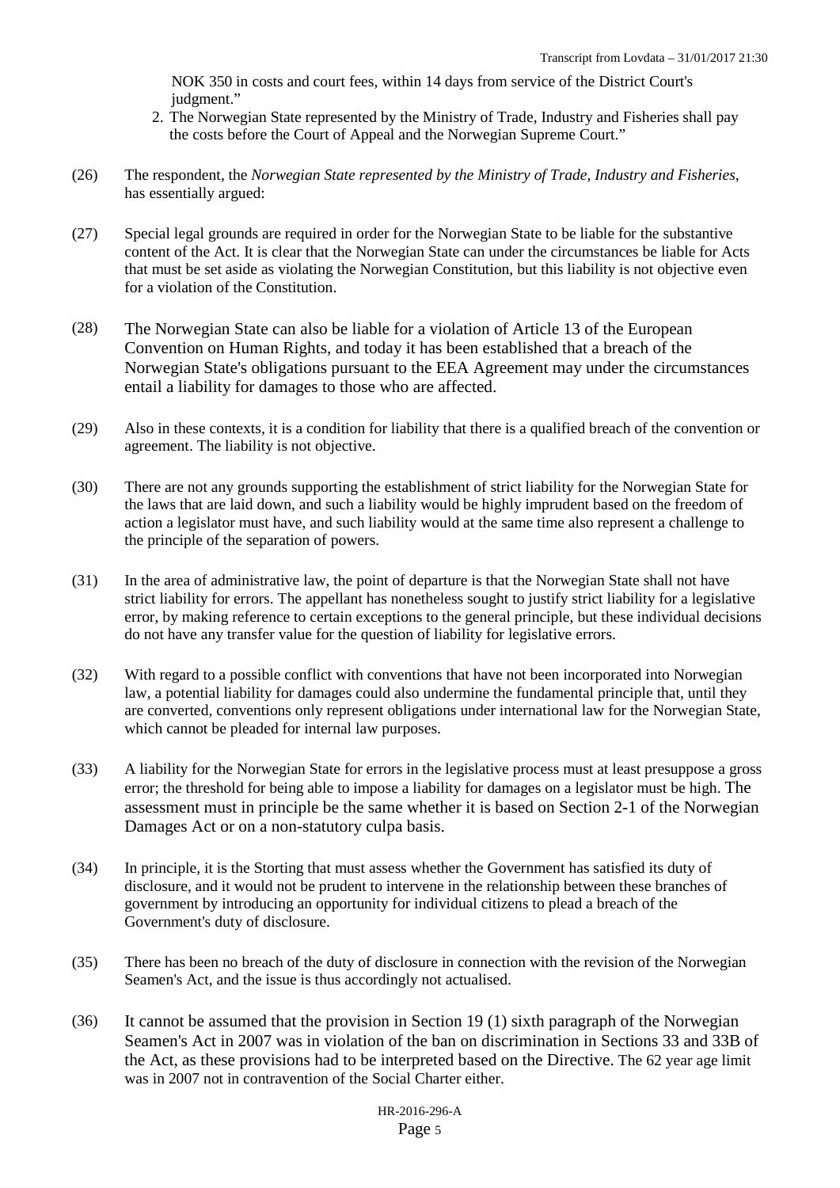NOK 350 in costs and court fees, within 14 days from service of the District Court's judgment."

2. The Norwegian State represented by the Ministry of Trade, Industry and Fisheries shall pay the costs before the Court of Appeal and the Norwegian Supreme Court."

(26) The respondent, the *Norwegian State represented by the Ministry of Trade, Industry and Fisheries*, has essentially argued:

(27) Special legal grounds are required in order for the Norwegian State to be liable for the substantive content of the Act. It is clear that the Norwegian State can under the circumstances be liable for Acts that must be set aside as violating the Norwegian Constitution, but this liability is not objective even for a violation of the Constitution.

(28) The Norwegian State can also be liable for a violation of Article 13 of the European Convention on Human Rights, and today it has been established that a breach of the Norwegian State's obligations pursuant to the EEA Agreement may under the circumstances entail a liability for damages to those who are affected.

(29) Also in these contexts, it is a condition for liability that there is a qualified breach of the convention or agreement. The liability is not objective.

(30) There are not any grounds supporting the establishment of strict liability for the Norwegian State for the laws that are laid down, and such a liability would be highly imprudent based on the freedom of action a legislator must have, and such liability would at the same time also represent a challenge to the principle of the separation of powers.

(31) In the area of administrative law, the point of departure is that the Norwegian State shall not have strict liability for errors. The appellant has nonetheless sought to justify strict liability for a legislative error, by making reference to certain exceptions to the general principle, but these individual decisions do not have any transfer value for the question of liability for legislative errors.

(32) With regard to a possible conflict with conventions that have not been incorporated into Norwegian law, a potential liability for damages could also undermine the fundamental principle that, until they are converted, conventions only represent obligations under international law for the Norwegian State, which cannot be pleaded for internal law purposes.

(33) A liability for the Norwegian State for errors in the legislative process must at least presuppose a gross error; the threshold for being able to impose a liability for damages on a legislator must be high. The assessment must in principle be the same whether it is based on Section 2-1 of the Norwegian Damages Act or on a non-statutory culpa basis.

(34) In principle, it is the Storting that must assess whether the Government has satisfied its duty of disclosure, and it would not be prudent to intervene in the relationship between these branches of government by introducing an opportunity for individual citizens to plead a breach of the Government's duty of disclosure.

(35) There has been no breach of the duty of disclosure in connection with the revision of the Norwegian Seamen's Act, and the issue is thus accordingly not actualised.

(36) It cannot be assumed that the provision in Section 19 (1) sixth paragraph of the Norwegian Seamen's Act in 2007 was in violation of the ban on discrimination in Sections 33 and 33B of the Act, as these provisions had to be interpreted based on the Directive. The 62 year age limit was in 2007 not in contravention of the Social Charter either.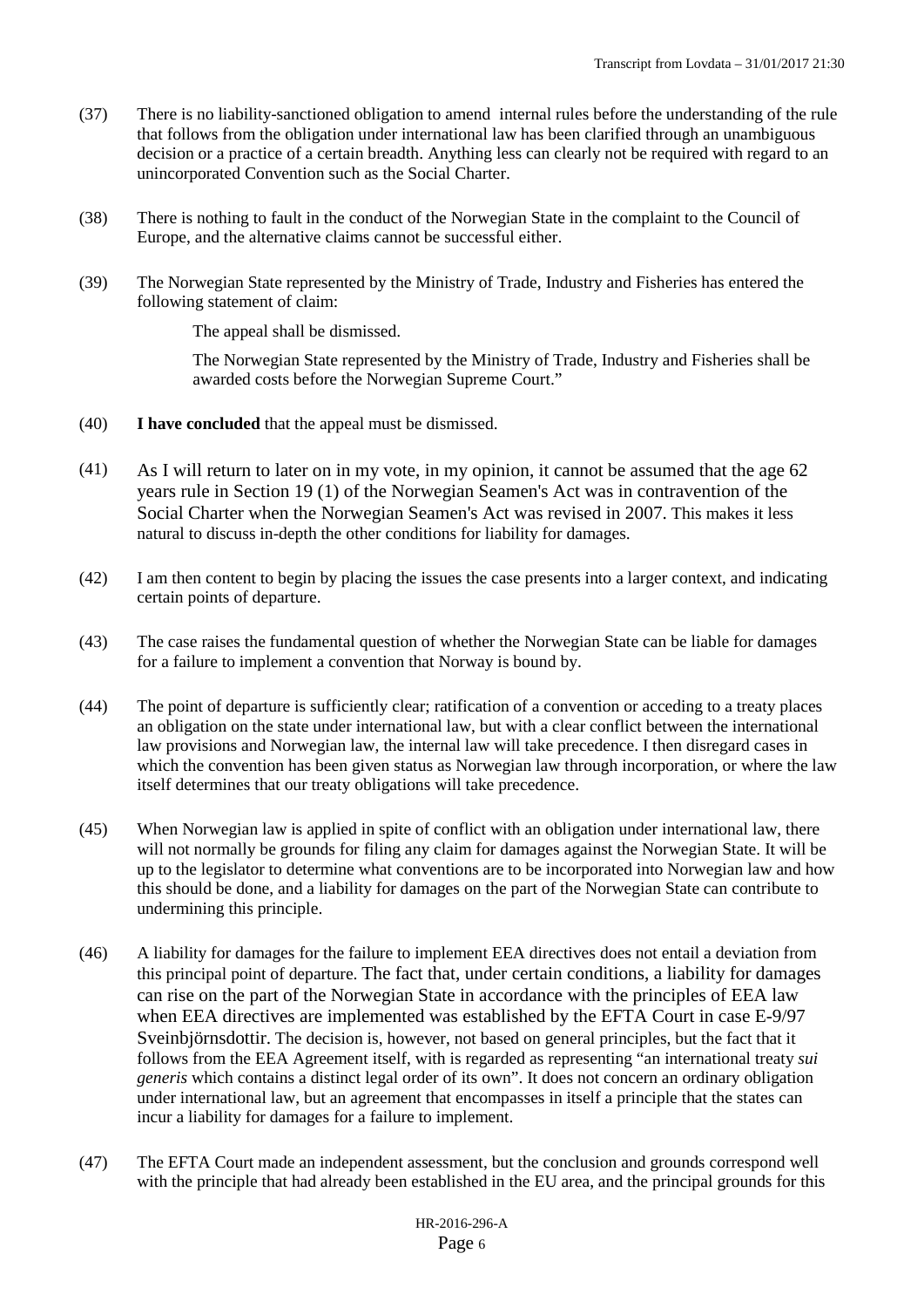(37) There is no liability-sanctioned obligation to amend internal rules before the understanding of the rule that follows from the obligation under international law has been clarified through an unambiguous decision or a practice of a certain breadth. Anything less can clearly not be required with regard to an unincorporated Convention such as the Social Charter.

(38) There is nothing to fault in the conduct of the Norwegian State in the complaint to the Council of Europe, and the alternative claims cannot be successful either.

(39) The Norwegian State represented by the Ministry of Trade, Industry and Fisheries has entered the following statement of claim:

> The appeal shall be dismissed.
>
> The Norwegian State represented by the Ministry of Trade, Industry and Fisheries shall be awarded costs before the Norwegian Supreme Court."

(40) **I have concluded** that the appeal must be dismissed.

(41) As I will return to later on in my vote, in my opinion, it cannot be assumed that the age 62 years rule in Section 19 (1) of the Norwegian Seamen's Act was in contravention of the Social Charter when the Norwegian Seamen's Act was revised in 2007. This makes it less natural to discuss in-depth the other conditions for liability for damages.

(42) I am then content to begin by placing the issues the case presents into a larger context, and indicating certain points of departure.

(43) The case raises the fundamental question of whether the Norwegian State can be liable for damages for a failure to implement a convention that Norway is bound by.

(44) The point of departure is sufficiently clear; ratification of a convention or acceding to a treaty places an obligation on the state under international law, but with a clear conflict between the international law provisions and Norwegian law, the internal law will take precedence. I then disregard cases in which the convention has been given status as Norwegian law through incorporation, or where the law itself determines that our treaty obligations will take precedence.

(45) When Norwegian law is applied in spite of conflict with an obligation under international law, there will not normally be grounds for filing any claim for damages against the Norwegian State. It will be up to the legislator to determine what conventions are to be incorporated into Norwegian law and how this should be done, and a liability for damages on the part of the Norwegian State can contribute to undermining this principle.

(46) A liability for damages for the failure to implement EEA directives does not entail a deviation from this principal point of departure. The fact that, under certain conditions, a liability for damages can rise on the part of the Norwegian State in accordance with the principles of EEA law when EEA directives are implemented was established by the EFTA Court in case E-9/97 Sveinbjörnsdottir. The decision is, however, not based on general principles, but the fact that it follows from the EEA Agreement itself, with is regarded as representing "an international treaty *sui generis* which contains a distinct legal order of its own". It does not concern an ordinary obligation under international law, but an agreement that encompasses in itself a principle that the states can incur a liability for damages for a failure to implement.

(47) The EFTA Court made an independent assessment, but the conclusion and grounds correspond well with the principle that had already been established in the EU area, and the principal grounds for this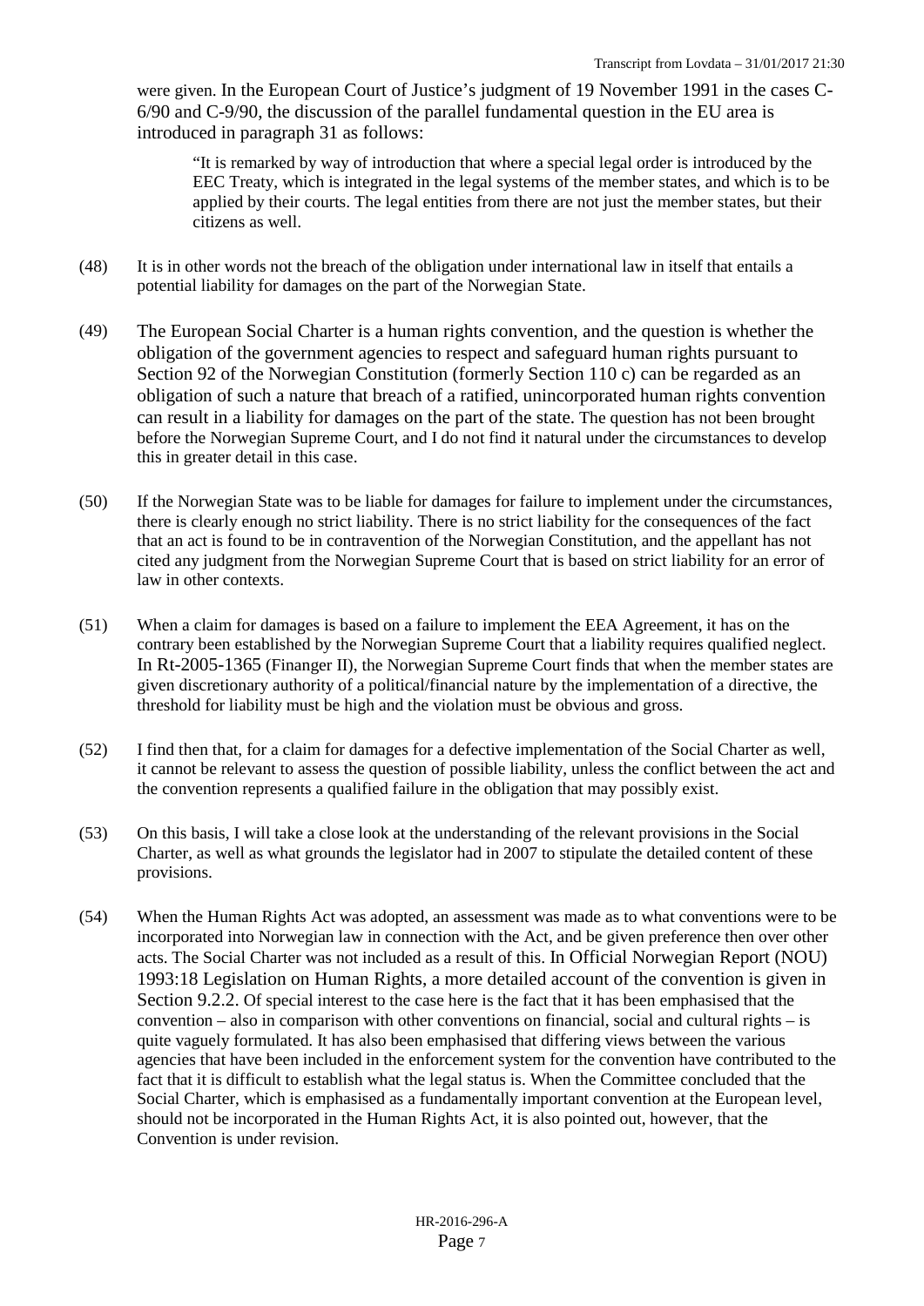were given. In the European Court of Justice's judgment of 19 November 1991 in the cases C-6/90 and C-9/90, the discussion of the parallel fundamental question in the EU area is introduced in paragraph 31 as follows:

> "It is remarked by way of introduction that where a special legal order is introduced by the EEC Treaty, which is integrated in the legal systems of the member states, and which is to be applied by their courts. The legal entities from there are not just the member states, but their citizens as well.

(48) It is in other words not the breach of the obligation under international law in itself that entails a potential liability for damages on the part of the Norwegian State.

(49) The European Social Charter is a human rights convention, and the question is whether the obligation of the government agencies to respect and safeguard human rights pursuant to Section 92 of the Norwegian Constitution (formerly Section 110 c) can be regarded as an obligation of such a nature that breach of a ratified, unincorporated human rights convention can result in a liability for damages on the part of the state. The question has not been brought before the Norwegian Supreme Court, and I do not find it natural under the circumstances to develop this in greater detail in this case.

(50) If the Norwegian State was to be liable for damages for failure to implement under the circumstances, there is clearly enough no strict liability. There is no strict liability for the consequences of the fact that an act is found to be in contravention of the Norwegian Constitution, and the appellant has not cited any judgment from the Norwegian Supreme Court that is based on strict liability for an error of law in other contexts.

(51) When a claim for damages is based on a failure to implement the EEA Agreement, it has on the contrary been established by the Norwegian Supreme Court that a liability requires qualified neglect. In Rt-2005-1365 (Finanger II), the Norwegian Supreme Court finds that when the member states are given discretionary authority of a political/financial nature by the implementation of a directive, the threshold for liability must be high and the violation must be obvious and gross.

(52) I find then that, for a claim for damages for a defective implementation of the Social Charter as well, it cannot be relevant to assess the question of possible liability, unless the conflict between the act and the convention represents a qualified failure in the obligation that may possibly exist.

(53) On this basis, I will take a close look at the understanding of the relevant provisions in the Social Charter, as well as what grounds the legislator had in 2007 to stipulate the detailed content of these provisions.

(54) When the Human Rights Act was adopted, an assessment was made as to what conventions were to be incorporated into Norwegian law in connection with the Act, and be given preference then over other acts. The Social Charter was not included as a result of this. In Official Norwegian Report (NOU) 1993:18 Legislation on Human Rights, a more detailed account of the convention is given in Section 9.2.2. Of special interest to the case here is the fact that it has been emphasised that the convention – also in comparison with other conventions on financial, social and cultural rights – is quite vaguely formulated. It has also been emphasised that differing views between the various agencies that have been included in the enforcement system for the convention have contributed to the fact that it is difficult to establish what the legal status is. When the Committee concluded that the Social Charter, which is emphasised as a fundamentally important convention at the European level, should not be incorporated in the Human Rights Act, it is also pointed out, however, that the Convention is under revision.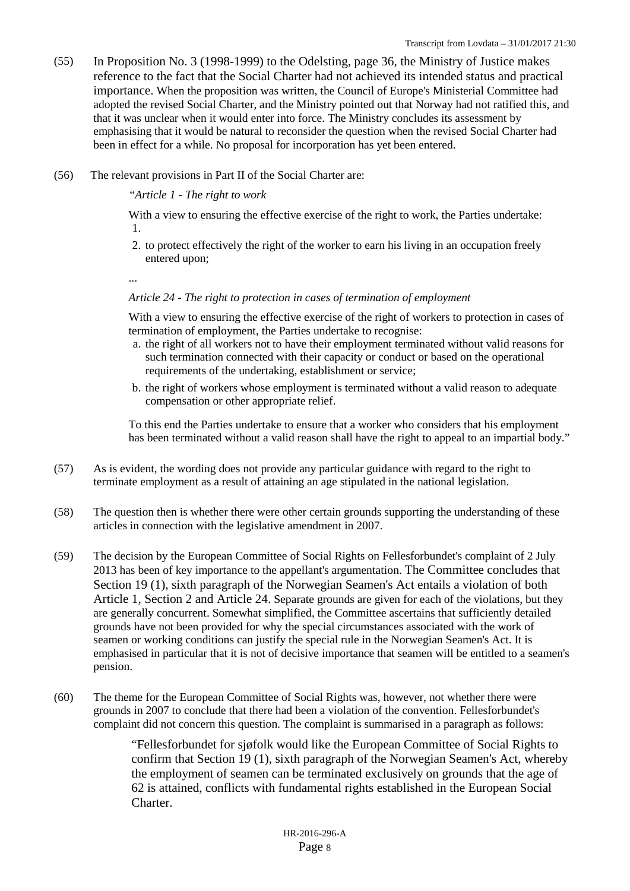(55) In Proposition No. 3 (1998-1999) to the Odelsting, page 36, the Ministry of Justice makes reference to the fact that the Social Charter had not achieved its intended status and practical importance. When the proposition was written, the Council of Europe's Ministerial Committee had adopted the revised Social Charter, and the Ministry pointed out that Norway had not ratified this, and that it was unclear when it would enter into force. The Ministry concludes its assessment by emphasising that it would be natural to reconsider the question when the revised Social Charter had been in effect for a while. No proposal for incorporation has yet been entered.

(56) The relevant provisions in Part II of the Social Charter are:

> "*Article 1 - The right to work*
>
> With a view to ensuring the effective exercise of the right to work, the Parties undertake:
>
> 1.
> 2. to protect effectively the right of the worker to earn his living in an occupation freely entered upon;
>
> ...
>
> *Article 24 - The right to protection in cases of termination of employment*
>
> With a view to ensuring the effective exercise of the right of workers to protection in cases of termination of employment, the Parties undertake to recognise:
>
> a. the right of all workers not to have their employment terminated without valid reasons for such termination connected with their capacity or conduct or based on the operational requirements of the undertaking, establishment or service;
> b. the right of workers whose employment is terminated without a valid reason to adequate compensation or other appropriate relief.
>
> To this end the Parties undertake to ensure that a worker who considers that his employment has been terminated without a valid reason shall have the right to appeal to an impartial body."

(57) As is evident, the wording does not provide any particular guidance with regard to the right to terminate employment as a result of attaining an age stipulated in the national legislation.

(58) The question then is whether there were other certain grounds supporting the understanding of these articles in connection with the legislative amendment in 2007.

(59) The decision by the European Committee of Social Rights on Fellesforbundet's complaint of 2 July 2013 has been of key importance to the appellant's argumentation. The Committee concludes that Section 19 (1), sixth paragraph of the Norwegian Seamen's Act entails a violation of both Article 1, Section 2 and Article 24. Separate grounds are given for each of the violations, but they are generally concurrent. Somewhat simplified, the Committee ascertains that sufficiently detailed grounds have not been provided for why the special circumstances associated with the work of seamen or working conditions can justify the special rule in the Norwegian Seamen's Act. It is emphasised in particular that it is not of decisive importance that seamen will be entitled to a seamen's pension.

(60) The theme for the European Committee of Social Rights was, however, not whether there were grounds in 2007 to conclude that there had been a violation of the convention. Fellesforbundet's complaint did not concern this question. The complaint is summarised in a paragraph as follows:

> "Fellesforbundet for sjøfolk would like the European Committee of Social Rights to confirm that Section 19 (1), sixth paragraph of the Norwegian Seamen's Act, whereby the employment of seamen can be terminated exclusively on grounds that the age of 62 is attained, conflicts with fundamental rights established in the European Social Charter.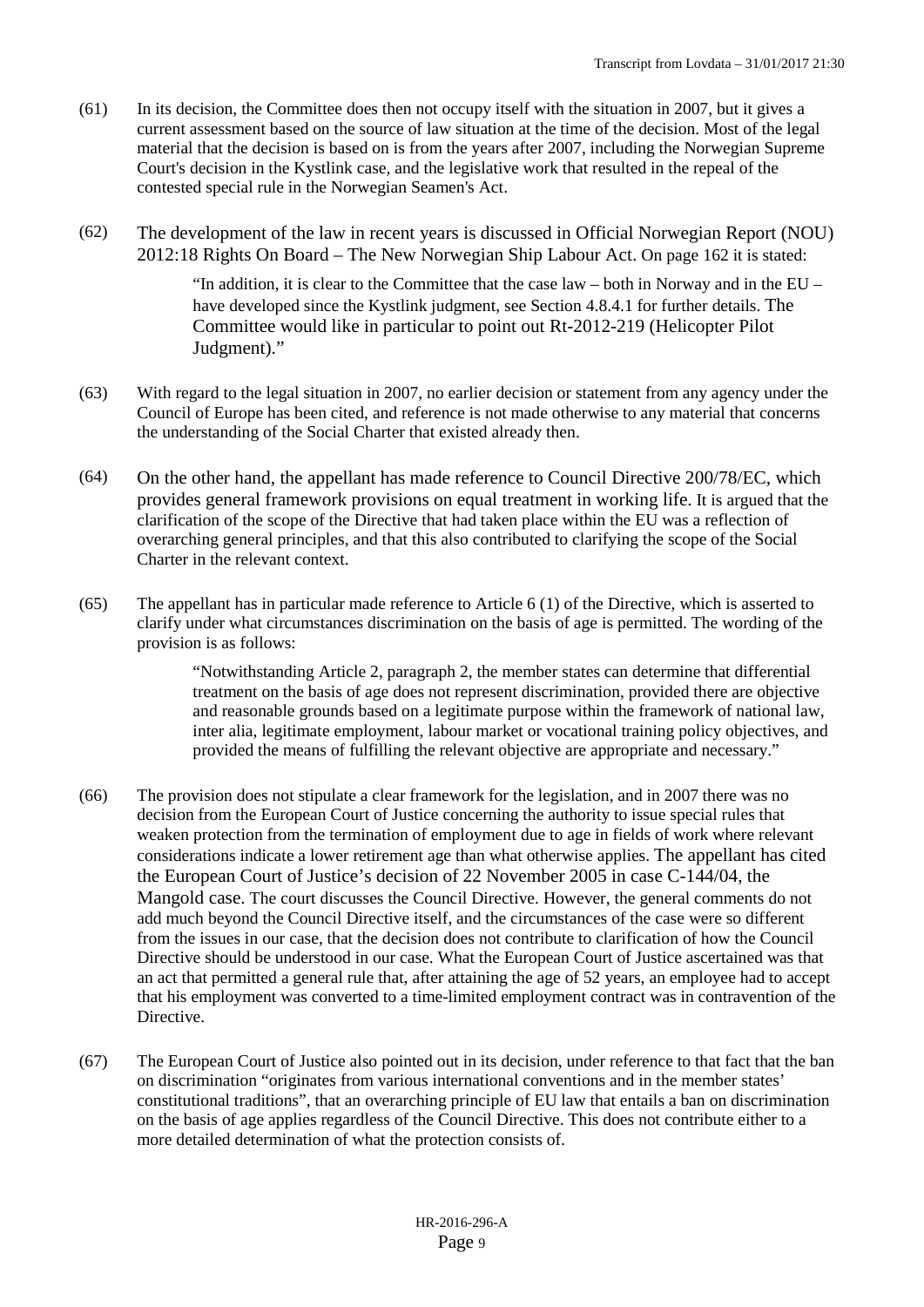(61) In its decision, the Committee does then not occupy itself with the situation in 2007, but it gives a current assessment based on the source of law situation at the time of the decision. Most of the legal material that the decision is based on is from the years after 2007, including the Norwegian Supreme Court's decision in the Kystlink case, and the legislative work that resulted in the repeal of the contested special rule in the Norwegian Seamen's Act.

(62) The development of the law in recent years is discussed in Official Norwegian Report (NOU) 2012:18 Rights On Board – The New Norwegian Ship Labour Act. On page 162 it is stated:

> "In addition, it is clear to the Committee that the case law – both in Norway and in the EU – have developed since the Kystlink judgment, see Section 4.8.4.1 for further details. The Committee would like in particular to point out Rt-2012-219 (Helicopter Pilot Judgment)."

(63) With regard to the legal situation in 2007, no earlier decision or statement from any agency under the Council of Europe has been cited, and reference is not made otherwise to any material that concerns the understanding of the Social Charter that existed already then.

(64) On the other hand, the appellant has made reference to Council Directive 200/78/EC, which provides general framework provisions on equal treatment in working life. It is argued that the clarification of the scope of the Directive that had taken place within the EU was a reflection of overarching general principles, and that this also contributed to clarifying the scope of the Social Charter in the relevant context.

(65) The appellant has in particular made reference to Article 6 (1) of the Directive, which is asserted to clarify under what circumstances discrimination on the basis of age is permitted. The wording of the provision is as follows:

> "Notwithstanding Article 2, paragraph 2, the member states can determine that differential treatment on the basis of age does not represent discrimination, provided there are objective and reasonable grounds based on a legitimate purpose within the framework of national law, inter alia, legitimate employment, labour market or vocational training policy objectives, and provided the means of fulfilling the relevant objective are appropriate and necessary."

(66) The provision does not stipulate a clear framework for the legislation, and in 2007 there was no decision from the European Court of Justice concerning the authority to issue special rules that weaken protection from the termination of employment due to age in fields of work where relevant considerations indicate a lower retirement age than what otherwise applies. The appellant has cited the European Court of Justice's decision of 22 November 2005 in case C-144/04, the Mangold case. The court discusses the Council Directive. However, the general comments do not add much beyond the Council Directive itself, and the circumstances of the case were so different from the issues in our case, that the decision does not contribute to clarification of how the Council Directive should be understood in our case. What the European Court of Justice ascertained was that an act that permitted a general rule that, after attaining the age of 52 years, an employee had to accept that his employment was converted to a time-limited employment contract was in contravention of the Directive.

(67) The European Court of Justice also pointed out in its decision, under reference to that fact that the ban on discrimination "originates from various international conventions and in the member states' constitutional traditions", that an overarching principle of EU law that entails a ban on discrimination on the basis of age applies regardless of the Council Directive. This does not contribute either to a more detailed determination of what the protection consists of.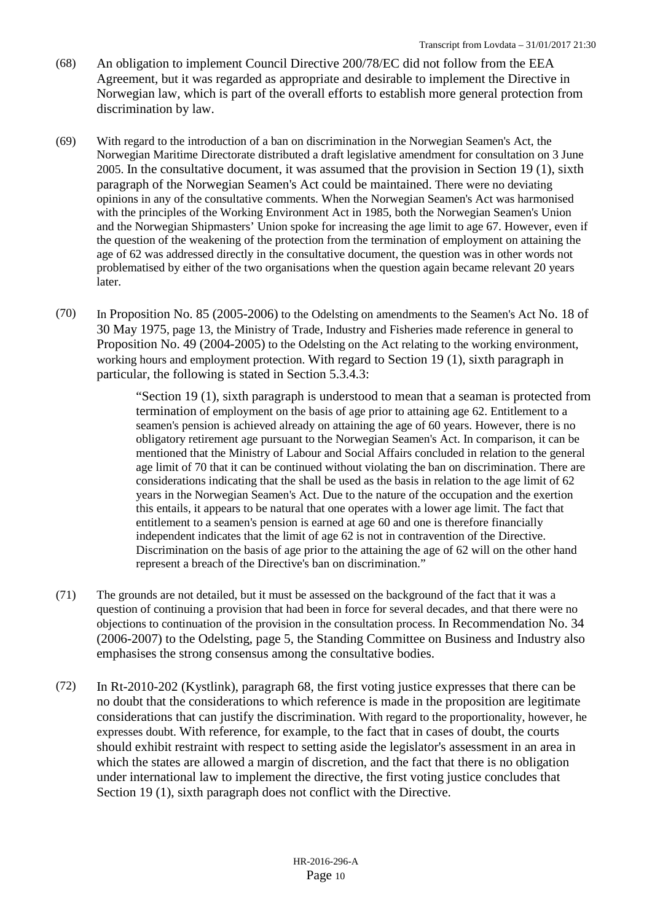(68) An obligation to implement Council Directive 200/78/EC did not follow from the EEA Agreement, but it was regarded as appropriate and desirable to implement the Directive in Norwegian law, which is part of the overall efforts to establish more general protection from discrimination by law.

(69) With regard to the introduction of a ban on discrimination in the Norwegian Seamen's Act, the Norwegian Maritime Directorate distributed a draft legislative amendment for consultation on 3 June 2005. In the consultative document, it was assumed that the provision in Section 19 (1), sixth paragraph of the Norwegian Seamen's Act could be maintained. There were no deviating opinions in any of the consultative comments. When the Norwegian Seamen's Act was harmonised with the principles of the Working Environment Act in 1985, both the Norwegian Seamen's Union and the Norwegian Shipmasters' Union spoke for increasing the age limit to age 67. However, even if the question of the weakening of the protection from the termination of employment on attaining the age of 62 was addressed directly in the consultative document, the question was in other words not problematised by either of the two organisations when the question again became relevant 20 years later.

(70) In Proposition No. 85 (2005-2006) to the Odelsting on amendments to the Seamen's Act No. 18 of 30 May 1975, page 13, the Ministry of Trade, Industry and Fisheries made reference in general to Proposition No. 49 (2004-2005) to the Odelsting on the Act relating to the working environment, working hours and employment protection. With regard to Section 19 (1), sixth paragraph in particular, the following is stated in Section 5.3.4.3:

> "Section 19 (1), sixth paragraph is understood to mean that a seaman is protected from termination of employment on the basis of age prior to attaining age 62. Entitlement to a seamen's pension is achieved already on attaining the age of 60 years. However, there is no obligatory retirement age pursuant to the Norwegian Seamen's Act. In comparison, it can be mentioned that the Ministry of Labour and Social Affairs concluded in relation to the general age limit of 70 that it can be continued without violating the ban on discrimination. There are considerations indicating that the shall be used as the basis in relation to the age limit of 62 years in the Norwegian Seamen's Act. Due to the nature of the occupation and the exertion this entails, it appears to be natural that one operates with a lower age limit. The fact that entitlement to a seamen's pension is earned at age 60 and one is therefore financially independent indicates that the limit of age 62 is not in contravention of the Directive. Discrimination on the basis of age prior to the attaining the age of 62 will on the other hand represent a breach of the Directive's ban on discrimination."

(71) The grounds are not detailed, but it must be assessed on the background of the fact that it was a question of continuing of a provision that had been in force for several decades, and that there were no objections to continuation of the provision in the consultation process. In Recommendation No. 34 (2006-2007) to the Odelsting, page 5, the Standing Committee on Business and Industry also emphasises the strong consensus among the consultative bodies.

(72) In Rt-2010-202 (Kystlink), paragraph 68, the first voting justice expresses that there can be no doubt that the considerations to which reference is made in the proposition are legitimate considerations that can justify the discrimination. With regard to the proportionality, however, he expresses doubt. With reference, for example, to the fact that in cases of doubt, the courts should exhibit restraint with respect to setting aside the legislator's assessment in an area in which the states are allowed a margin of discretion, and the fact that there is no obligation under international law to implement the directive, the first voting justice concludes that Section 19 (1), sixth paragraph does not conflict with the Directive.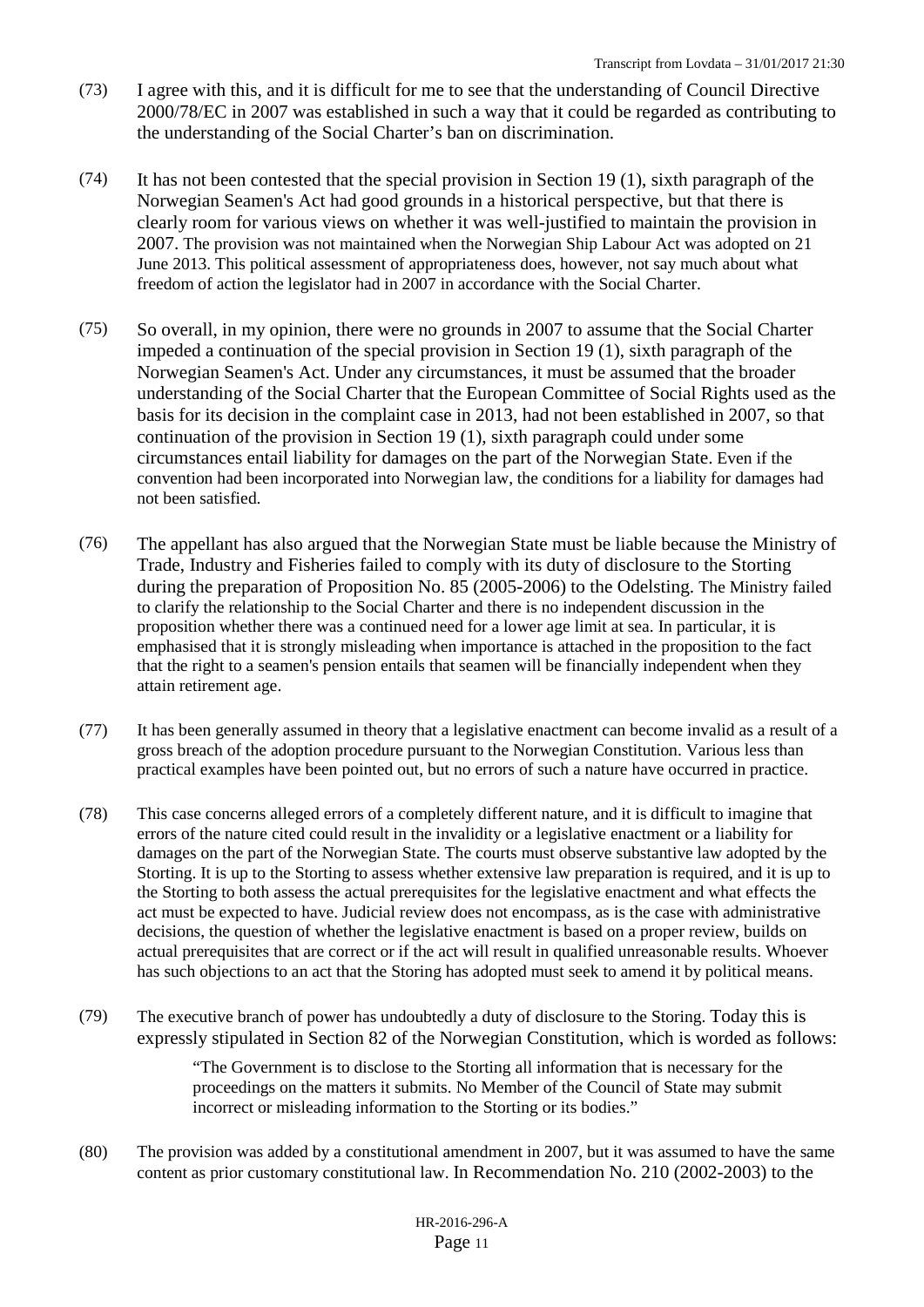(73) I agree with this, and it is difficult for me to see that the understanding of Council Directive 2000/78/EC in 2007 was established in such a way that it could be regarded as contributing to the understanding of the Social Charter's ban on discrimination.

(74) It has not been contested that the special provision in Section 19 (1), sixth paragraph of the Norwegian Seamen's Act had good grounds in a historical perspective, but that there is clearly room for various views on whether it was well-justified to maintain the provision in 2007. The provision was not maintained when the Norwegian Ship Labour Act was adopted on 21 June 2013. This political assessment of appropriateness does, however, not say much about what freedom of action the legislator had in 2007 in accordance with the Social Charter.

(75) So overall, in my opinion, there were no grounds in 2007 to assume that the Social Charter impeded a continuation of the special provision in Section 19 (1), sixth paragraph of the Norwegian Seamen's Act. Under any circumstances, it must be assumed that the broader understanding of the Social Charter that the European Committee of Social Rights used as the basis for its decision in the complaint case in 2013, had not been established in 2007, so that continuation of the provision in Section 19 (1), sixth paragraph could under some circumstances entail liability for damages on the part of the Norwegian State. Even if the convention had been incorporated into Norwegian law, the conditions for a liability for damages had not been satisfied.

(76) The appellant has also argued that the Norwegian State must be liable because the Ministry of Trade, Industry and Fisheries failed to comply with its duty of disclosure to the Storting during the preparation of Proposition No. 85 (2005-2006) to the Odelsting. The Ministry failed to clarify the relationship to the Social Charter and there is no independent discussion in the proposition whether there was a continued need for a lower age limit at sea. In particular, it is emphasised that it is strongly misleading when importance is attached in the proposition to the fact that the right to a seamen's pension entails that seamen will be financially independent when they attain retirement age.

(77) It has been generally assumed in theory that a legislative enactment can become invalid as a result of a gross breach of the adoption procedure pursuant to the Norwegian Constitution. Various less than practical examples have been pointed out, but no errors of such a nature have occurred in practice.

(78) This case concerns alleged errors of a completely different nature, and it is difficult to imagine that errors of the nature cited could result in the invalidity or a legislative enactment or a liability for damages on the part of the Norwegian State. The courts must observe substantive law adopted by the Storting. It is up to the Storting to assess whether extensive law preparation is required, and it is up to the Storting to both assess the actual prerequisites for the legislative enactment and what effects the act must be expected to have. Judicial review does not encompass, as is the case with administrative decisions, the question of whether the legislative enactment is based on a proper review, builds on actual prerequisites that are correct or if the act will result in qualified unreasonable results. Whoever has such objections to an act that the Storing has adopted must seek to amend it by political means.

(79) The executive branch of power has undoubtedly a duty of disclosure to the Storing. Today this is expressly stipulated in Section 82 of the Norwegian Constitution, which is worded as follows:

> "The Government is to disclose to the Storting all information that is necessary for the proceedings on the matters it submits. No Member of the Council of State may submit incorrect or misleading information to the Storting or its bodies."

(80) The provision was added by a constitutional amendment in 2007, but it was assumed to have the same content as prior customary constitutional law. In Recommendation No. 210 (2002-2003) to the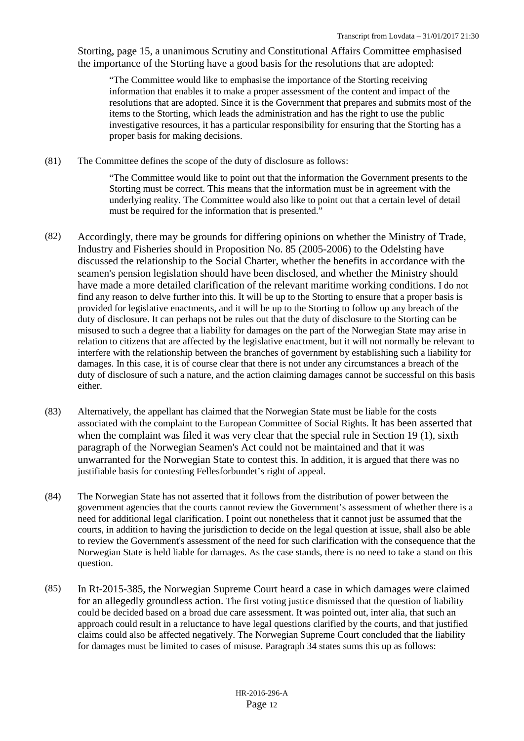Storting, page 15, a unanimous Scrutiny and Constitutional Affairs Committee emphasised the importance of the Storting have a good basis for the resolutions that are adopted:

> "The Committee would like to emphasise the importance of the Storting receiving information that enables it to make a proper assessment of the content and impact of the resolutions that are adopted. Since it is the Government that prepares and submits most of the items to the Storting, which leads the administration and has the right to use the public investigative resources, it has a particular responsibility for ensuring that the Storting has a proper basis for making decisions.

(81) The Committee defines the scope of the duty of disclosure as follows:

> "The Committee would like to point out that the information the Government presents to the Storting must be correct. This means that the information must be in agreement with the underlying reality. The Committee would also like to point out that a certain level of detail must be required for the information that is presented."

(82) Accordingly, there may be grounds for differing opinions on whether the Ministry of Trade, Industry and Fisheries should in Proposition No. 85 (2005-2006) to the Odelsting have discussed the relationship to the Social Charter, whether the benefits in accordance with the seamen's pension legislation should have been disclosed, and whether the Ministry should have made a more detailed clarification of the relevant maritime working conditions. I do not find any reason to delve further into this. It will be up to the Storting to ensure that a proper basis is provided for legislative enactments, and it will be up to the Storting to follow up any breach of the duty of disclosure. It can perhaps not be rules out that the duty of disclosure to the Storting can be misused to such a degree that a liability for damages on the part of the Norwegian State may arise in relation to citizens that are affected by the legislative enactment, but it will not normally be relevant to interfere with the relationship between the branches of government by establishing such a liability for damages. In this case, it is of course clear that there is not under any circumstances a breach of the duty of disclosure of such a nature, and the action claiming damages cannot be successful on this basis either.

(83) Alternatively, the appellant has claimed that the Norwegian State must be liable for the costs associated with the complaint to the European Committee of Social Rights. It has been asserted that when the complaint was filed it was very clear that the special rule in Section 19 (1), sixth paragraph of the Norwegian Seamen's Act could not be maintained and that it was unwarranted for the Norwegian State to contest this. In addition, it is argued that there was no justifiable basis for contesting Fellesforbundet's right of appeal.

(84) The Norwegian State has not asserted that it follows from the distribution of power between the government agencies that the courts cannot review the Government's assessment of whether there is a need for additional legal clarification. I point out nonetheless that it cannot just be assumed that the courts, in addition to having the jurisdiction to decide on the legal question at issue, shall also be able to review the Government's assessment of the need for such clarification with the consequence that the Norwegian State is held liable for damages. As the case stands, there is no need to take a stand on this question.

(85) In Rt-2015-385, the Norwegian Supreme Court heard a case in which damages were claimed for an allegedly groundless action. The first voting justice dismissed that the question of liability could be decided based on a broad due care assessment. It was pointed out, inter alia, that such an approach could result in a reluctance to have legal questions clarified by the courts, and that justified claims could also be affected negatively. The Norwegian Supreme Court concluded that the liability for damages must be limited to cases of misuse. Paragraph 34 states sums this up as follows: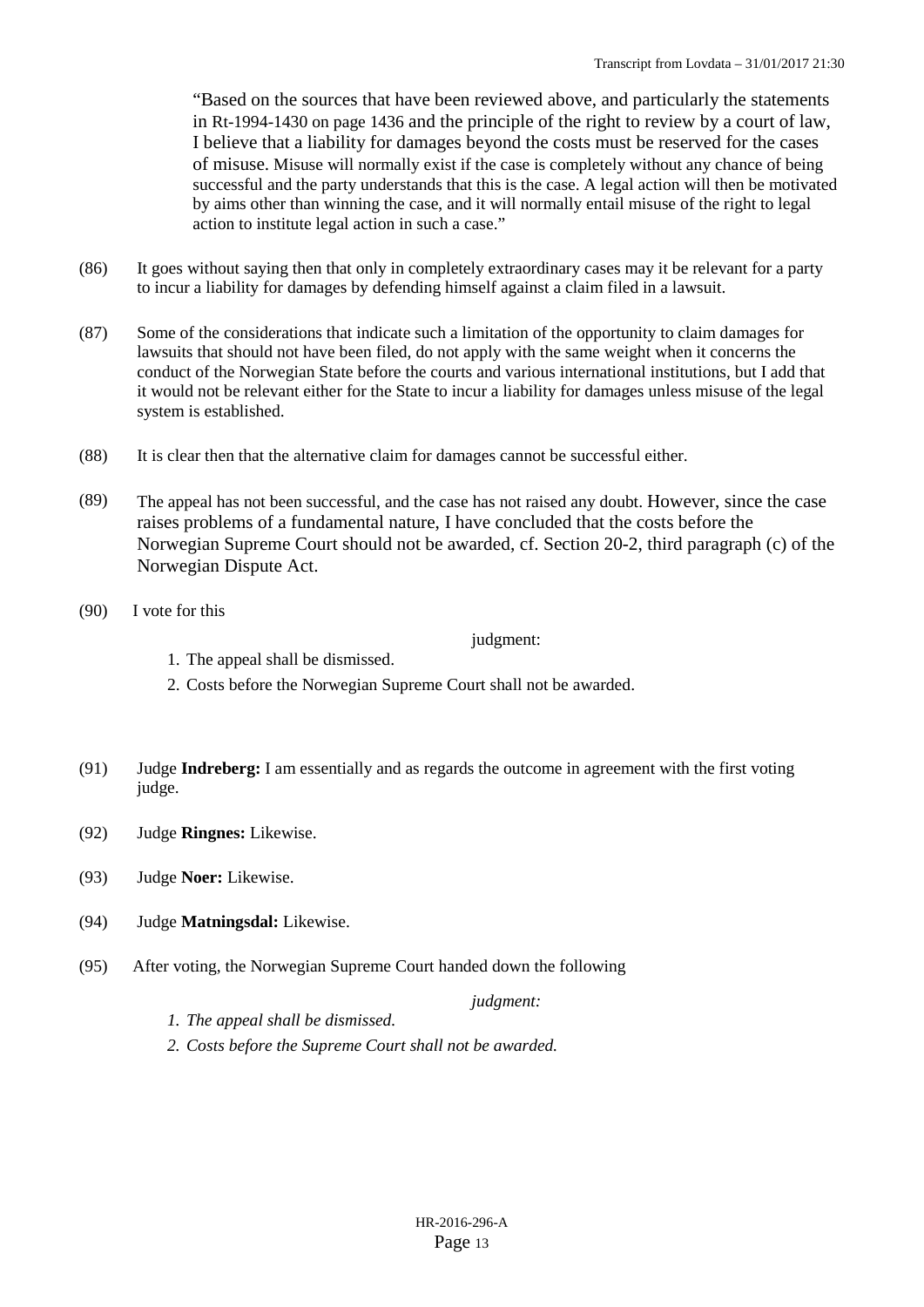> "Based on the sources that have been reviewed above, and particularly the statements in Rt-1994-1430 on page 1436 and the principle of the right to review by a court of law, I believe that a liability for damages beyond the costs must be reserved for the cases of misuse. Misuse will normally exist if the case is completely without any chance of being successful and the party understands that this is the case. A legal action will then be motivated by aims other than winning the case, and it will normally entail misuse of the right to legal action to institute legal action in such a case."

(86) It goes without saying then that only in completely extraordinary cases may it be relevant for a party to incur a liability for damages by defending himself against a claim filed in a lawsuit.

(87) Some of the considerations that indicate such a limitation of the opportunity to claim damages for lawsuits that should not have been filed, do not apply with the same weight when it concerns the conduct of the Norwegian State before the courts and various international institutions, but I add that it would not be relevant either for the State to incur a liability for damages unless misuse of the legal system is established.

(88) It is clear then that the alternative claim for damages cannot be successful either.

(89) The appeal has not been successful, and the case has not raised any doubt. However, since the case raises problems of a fundamental nature, I have concluded that the costs before the Norwegian Supreme Court should not be awarded, cf. Section 20-2, third paragraph (c) of the Norwegian Dispute Act.

(90) I vote for this

judgment:

1. The appeal shall be dismissed.
2. Costs before the Norwegian Supreme Court shall not be awarded.

(91) Judge **Indreberg:** I am essentially and as regards the outcome in agreement with the first voting judge.

(92) Judge **Ringnes:** Likewise.

(93) Judge **Noer:** Likewise.

(94) Judge **Matningsdal:** Likewise.

(95) After voting, the Norwegian Supreme Court handed down the following

*judgment:*

1. *The appeal shall be dismissed.*
2. *Costs before the Supreme Court shall not be awarded.*